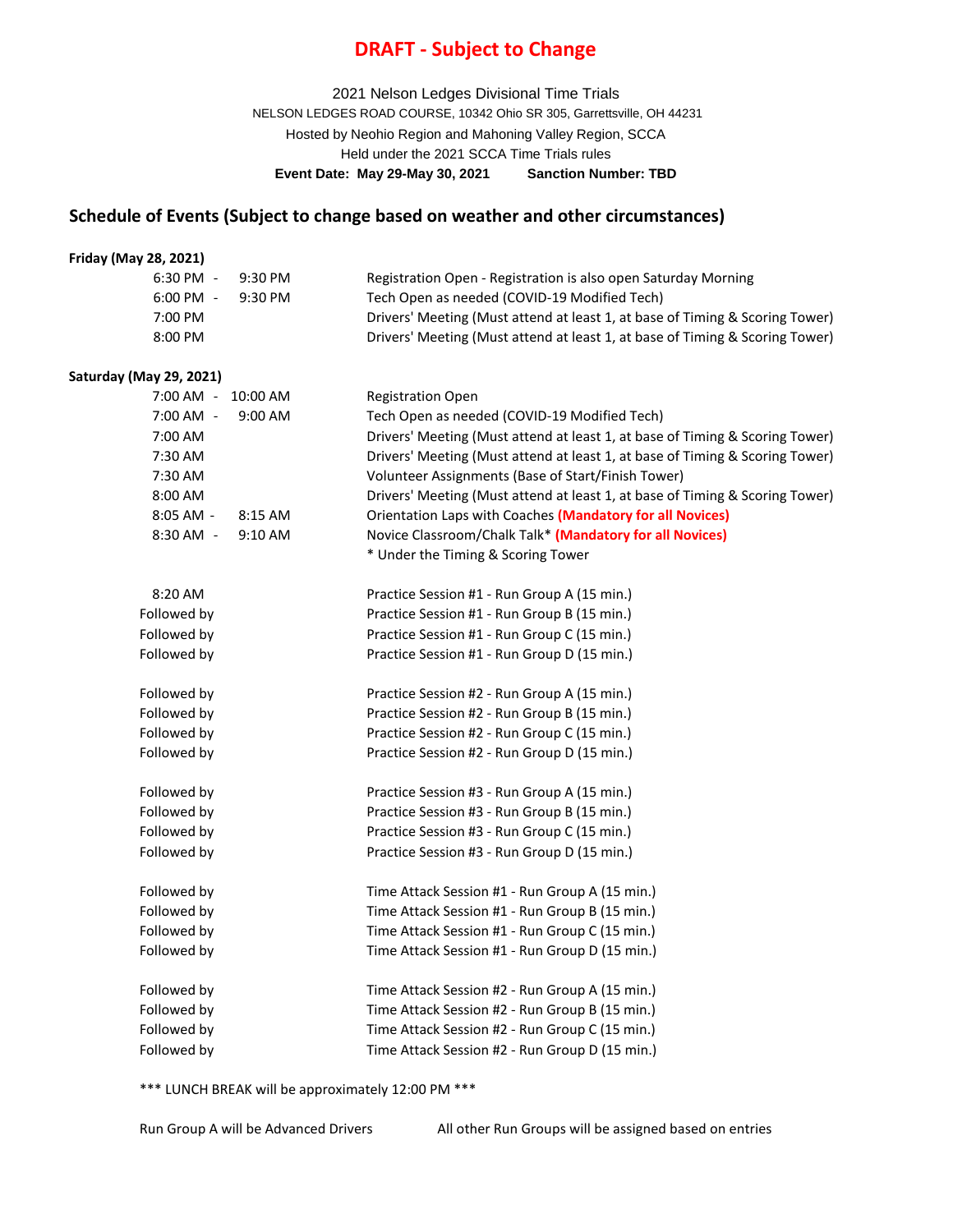**DRAFT - Subject to Change**

2021 Nelson Ledges Divisional Time Trials

NELSON LEDGES ROAD COURSE, 10342 Ohio SR 305, Garrettsville, OH 44231

Hosted by Neohio Region and Mahoning Valley Region, SCCA

Held under the 2021 SCCA Time Trials rules

**Event Date: May 29-May 30, 2021** **Sanction Number: TBD**

## Schedule of Events (Subject to change based on weather and other circumstances)

**Friday (May 28, 2021)**

| Time | Event |
|---|---|
| 6:30 PM - 9:30 PM | Registration Open - Registration is also open Saturday Morning |
| 6:00 PM - 9:30 PM | Tech Open as needed (COVID-19 Modified Tech) |
| 7:00 PM | Drivers' Meeting (Must attend at least 1, at base of Timing & Scoring Tower) |
| 8:00 PM | Drivers' Meeting (Must attend at least 1, at base of Timing & Scoring Tower) |

**Saturday (May 29, 2021)**

| Time | Event |
|---|---|
| 7:00 AM - 10:00 AM | Registration Open |
| 7:00 AM - 9:00 AM | Tech Open as needed (COVID-19 Modified Tech) |
| 7:00 AM | Drivers' Meeting (Must attend at least 1, at base of Timing & Scoring Tower) |
| 7:30 AM | Drivers' Meeting (Must attend at least 1, at base of Timing & Scoring Tower) |
| 7:30 AM | Volunteer Assignments (Base of Start/Finish Tower) |
| 8:00 AM | Drivers' Meeting (Must attend at least 1, at base of Timing & Scoring Tower) |
| 8:05 AM - 8:15 AM | Orientation Laps with Coaches **(Mandatory for all Novices)** |
| 8:30 AM - 9:10 AM | Novice Classroom/Chalk Talk* **(Mandatory for all Novices)** |
| | * Under the Timing & Scoring Tower |
| 8:20 AM | Practice Session #1 - Run Group A (15 min.) |
| Followed by | Practice Session #1 - Run Group B (15 min.) |
| Followed by | Practice Session #1 - Run Group C (15 min.) |
| Followed by | Practice Session #1 - Run Group D (15 min.) |
| Followed by | Practice Session #2 - Run Group A (15 min.) |
| Followed by | Practice Session #2 - Run Group B (15 min.) |
| Followed by | Practice Session #2 - Run Group C (15 min.) |
| Followed by | Practice Session #2 - Run Group D (15 min.) |
| Followed by | Practice Session #3 - Run Group A (15 min.) |
| Followed by | Practice Session #3 - Run Group B (15 min.) |
| Followed by | Practice Session #3 - Run Group C (15 min.) |
| Followed by | Practice Session #3 - Run Group D (15 min.) |
| Followed by | Time Attack Session #1 - Run Group A (15 min.) |
| Followed by | Time Attack Session #1 - Run Group B (15 min.) |
| Followed by | Time Attack Session #1 - Run Group C (15 min.) |
| Followed by | Time Attack Session #1 - Run Group D (15 min.) |
| Followed by | Time Attack Session #2 - Run Group A (15 min.) |
| Followed by | Time Attack Session #2 - Run Group B (15 min.) |
| Followed by | Time Attack Session #2 - Run Group C (15 min.) |
| Followed by | Time Attack Session #2 - Run Group D (15 min.) |

*** LUNCH BREAK will be approximately 12:00 PM ***

Run Group A will be Advanced Drivers

All other Run Groups will be assigned based on entries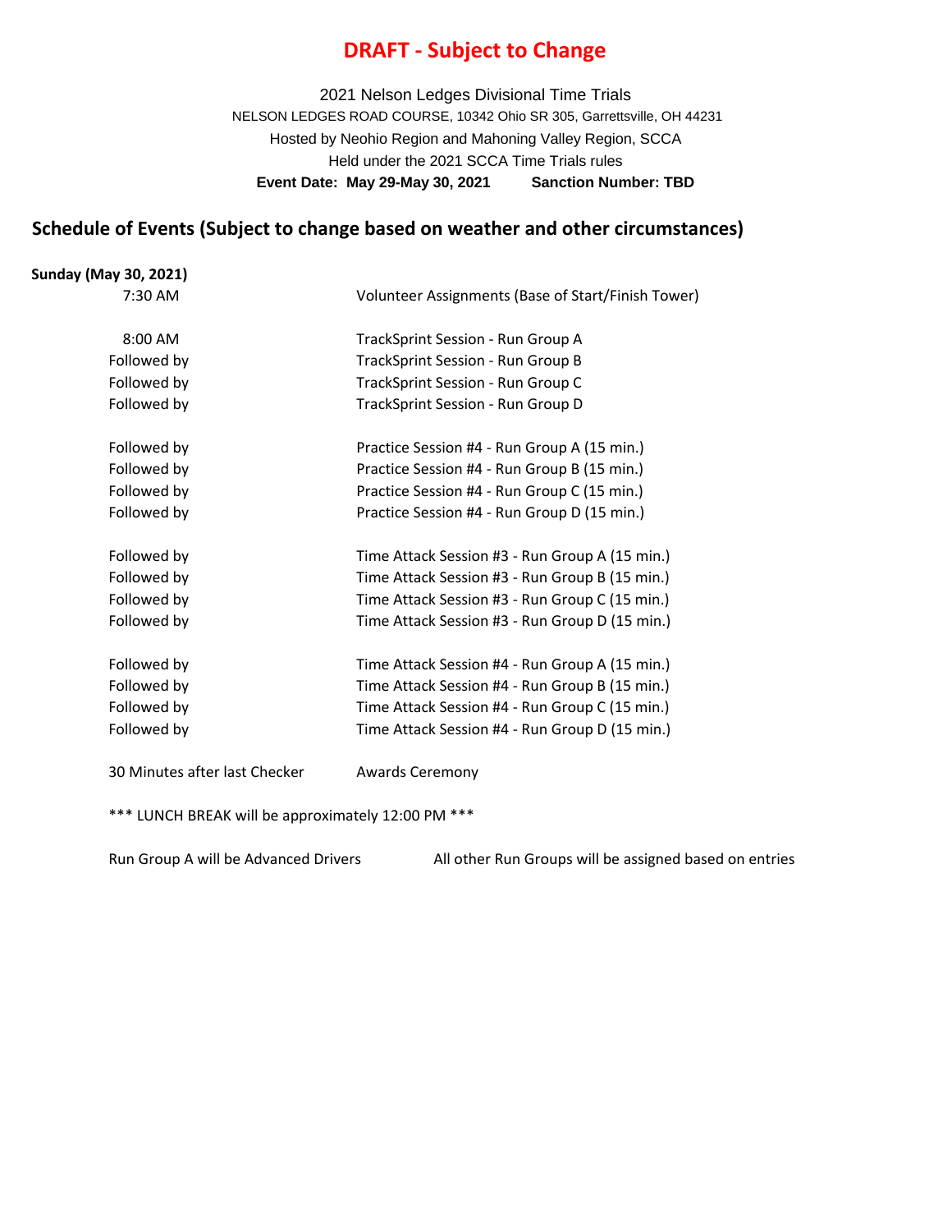**DRAFT - Subject to Change**

2021 Nelson Ledges Divisional Time Trials
NELSON LEDGES ROAD COURSE, 10342 Ohio SR 305, Garrettsville, OH 44231
Hosted by Neohio Region and Mahoning Valley Region, SCCA
Held under the 2021 SCCA Time Trials rules
**Event Date: May 29-May 30, 2021 Sanction Number: TBD**

## Schedule of Events (Subject to change based on weather and other circumstances)

**Sunday (May 30, 2021)**

| | |
|---|---|
| 7:30 AM | Volunteer Assignments (Base of Start/Finish Tower) |
| | |
| 8:00 AM | TrackSprint Session - Run Group A |
| Followed by | TrackSprint Session - Run Group B |
| Followed by | TrackSprint Session - Run Group C |
| Followed by | TrackSprint Session - Run Group D |
| | |
| Followed by | Practice Session #4 - Run Group A (15 min.) |
| Followed by | Practice Session #4 - Run Group B (15 min.) |
| Followed by | Practice Session #4 - Run Group C (15 min.) |
| Followed by | Practice Session #4 - Run Group D (15 min.) |
| | |
| Followed by | Time Attack Session #3 - Run Group A (15 min.) |
| Followed by | Time Attack Session #3 - Run Group B (15 min.) |
| Followed by | Time Attack Session #3 - Run Group C (15 min.) |
| Followed by | Time Attack Session #3 - Run Group D (15 min.) |
| | |
| Followed by | Time Attack Session #4 - Run Group A (15 min.) |
| Followed by | Time Attack Session #4 - Run Group B (15 min.) |
| Followed by | Time Attack Session #4 - Run Group C (15 min.) |
| Followed by | Time Attack Session #4 - Run Group D (15 min.) |
| | |
| 30 Minutes after last Checker | Awards Ceremony |

*** LUNCH BREAK will be approximately 12:00 PM ***

Run Group A will be Advanced Drivers — All other Run Groups will be assigned based on entries